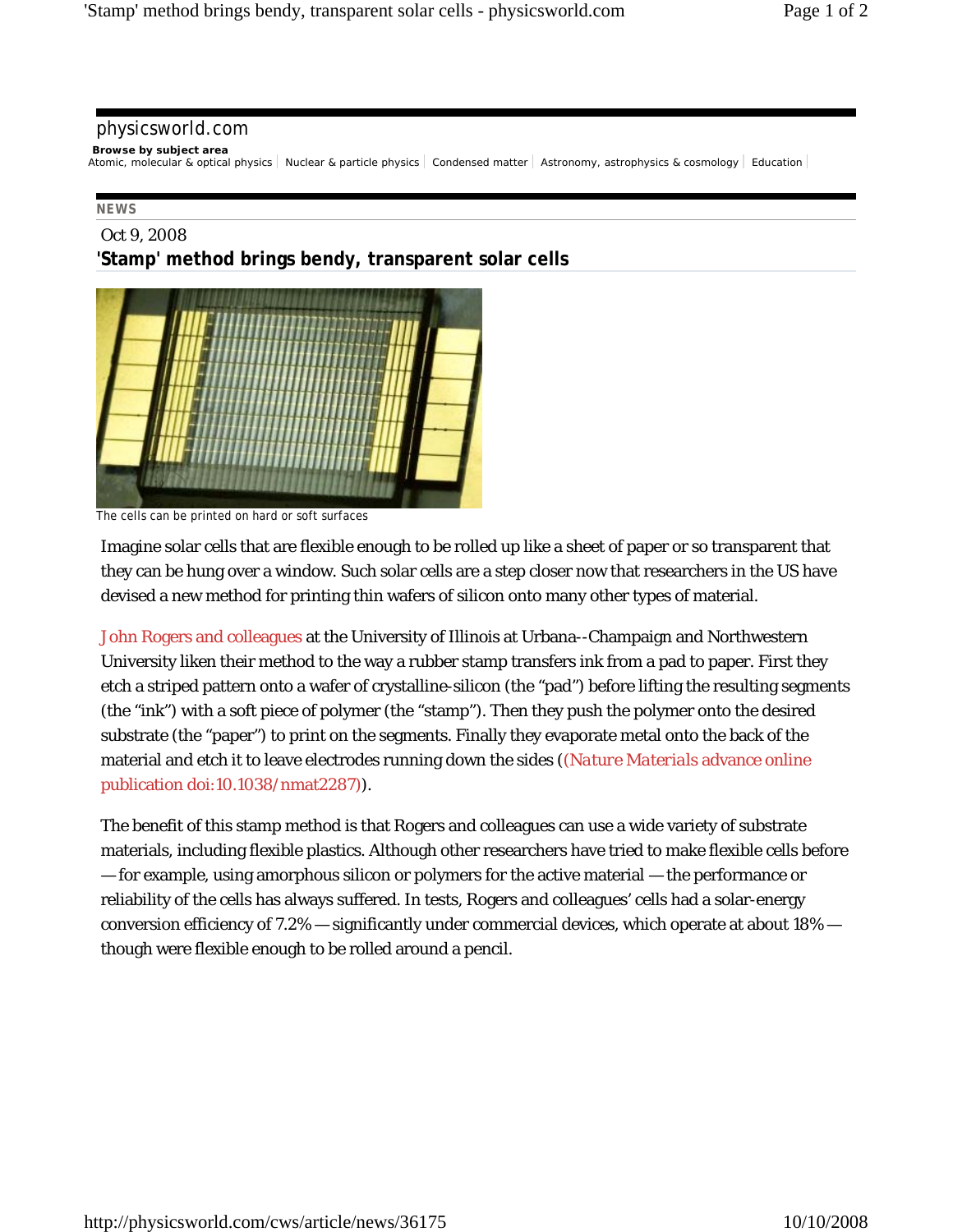physicsworld.com

**Browse by subject area**
Atomic, molecular & optical physics | Nuclear & particle physics | Condensed matter | Astronomy, astrophysics & cosmology | Education

**NEWS**

Oct 9, 2008

## 'Stamp' method brings bendy, transparent solar cells

The cells can be printed on hard or soft surfaces

Imagine solar cells that are flexible enough to be rolled up like a sheet of paper or so transparent that they can be hung over a window. Such solar cells are a step closer now that researchers in the US have devised a new method for printing thin wafers of silicon onto many other types of material.

John Rogers and colleagues at the University of Illinois at Urbana--Champaign and Northwestern University liken their method to the way a rubber stamp transfers ink from a pad to paper. First they etch a striped pattern onto a wafer of crystalline-silicon (the "pad") before lifting the resulting segments (the "ink") with a soft piece of polymer (the "stamp"). Then they push the polymer onto the desired substrate (the "paper") to print on the segments. Finally they evaporate metal onto the back of the material and etch it to leave electrodes running down the sides ((*Nature Materials* advance online publication doi:10.1038/nmat2287)).

The benefit of this stamp method is that Rogers and colleagues can use a wide variety of substrate materials, including flexible plastics. Although other researchers have tried to make flexible cells before — for example, using amorphous silicon or polymers for the active material — the performance or reliability of the cells has always suffered. In tests, Rogers and colleagues' cells had a solar-energy conversion efficiency of 7.2% — significantly under commercial devices, which operate at about 18% — though were flexible enough to be rolled around a pencil.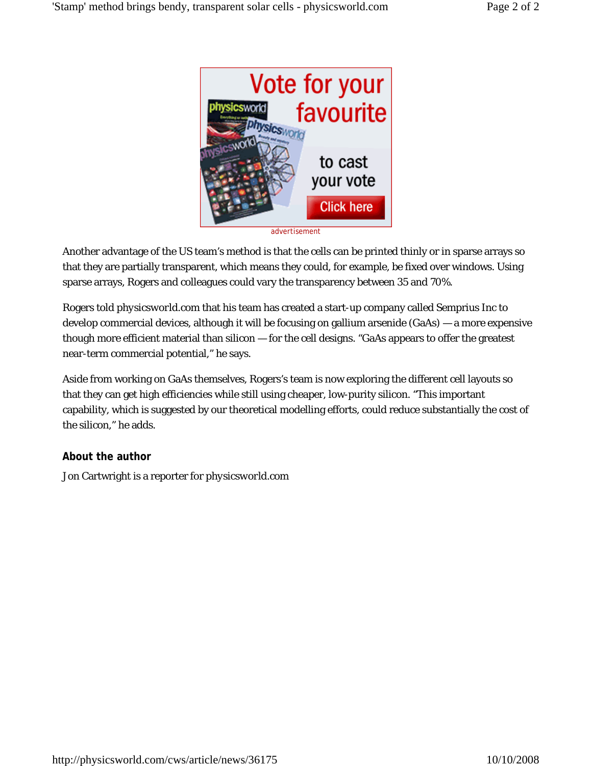Another advantage of the US team's method is that the cells can be printed thinly or in sparse arrays so that they are partially transparent, which means they could, for example, be fixed over windows. Using sparse arrays, Rogers and colleagues could vary the transparency between 35 and 70%.

Rogers told physicsworld.com that his team has created a start-up company called Semprius Inc to develop commercial devices, although it will be focusing on gallium arsenide (GaAs) — a more expensive though more efficient material than silicon — for the cell designs. "GaAs appears to offer the greatest near-term commercial potential," he says.

Aside from working on GaAs themselves, Rogers's team is now exploring the different cell layouts so that they can get high efficiencies while still using cheaper, low-purity silicon. "This important capability, which is suggested by our theoretical modelling efforts, could reduce substantially the cost of the silicon," he adds.

### About the author

Jon Cartwright is a reporter for physicsworld.com